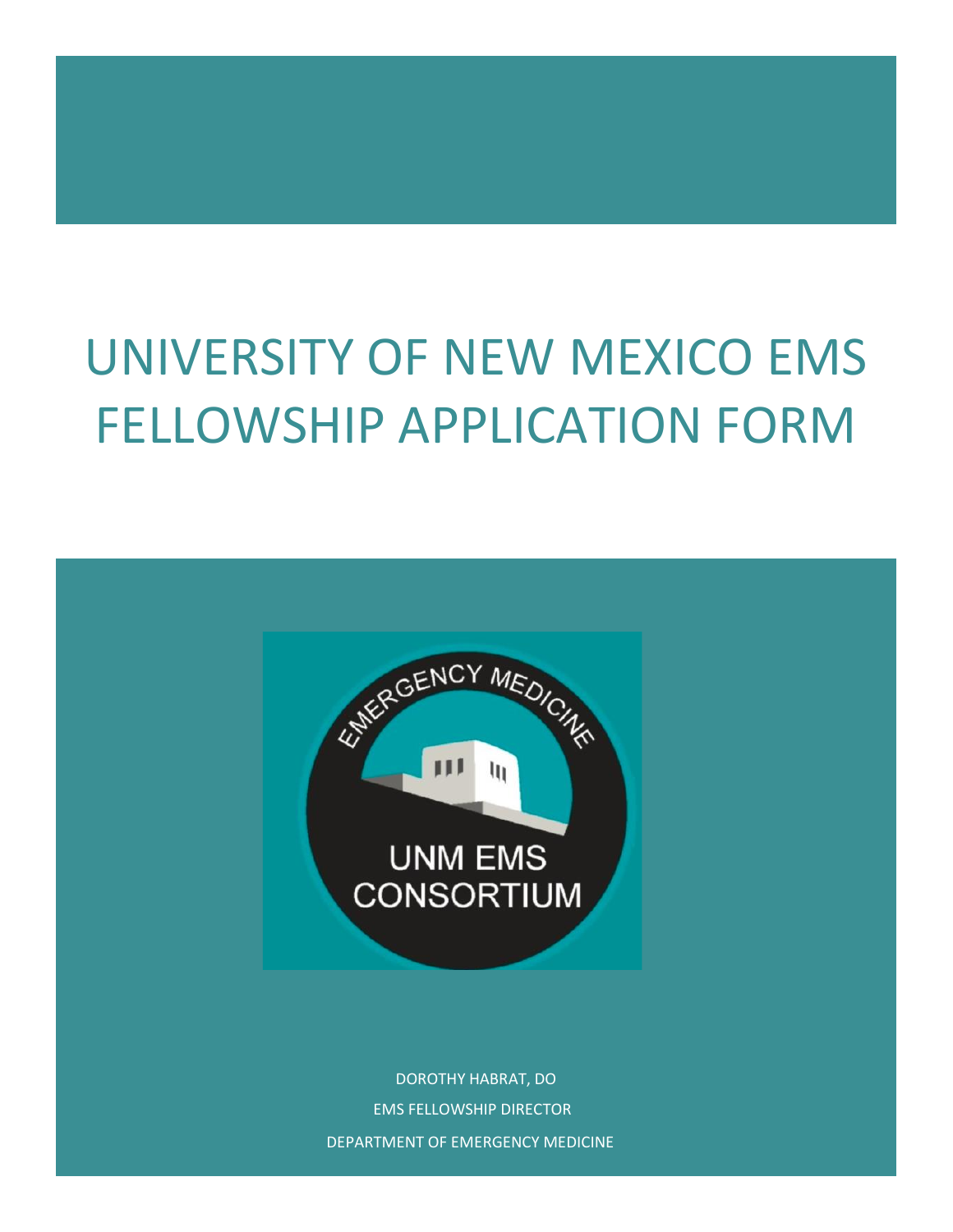# UNIVERSITY OF NEW MEXICO EMS FELLOWSHIP APPLICATION FORM

DOROTHY HABRAT, DO

EMS FELLOWSHIP DIRECTOR

DEPARTMENT OF EMERGENCY MEDICINE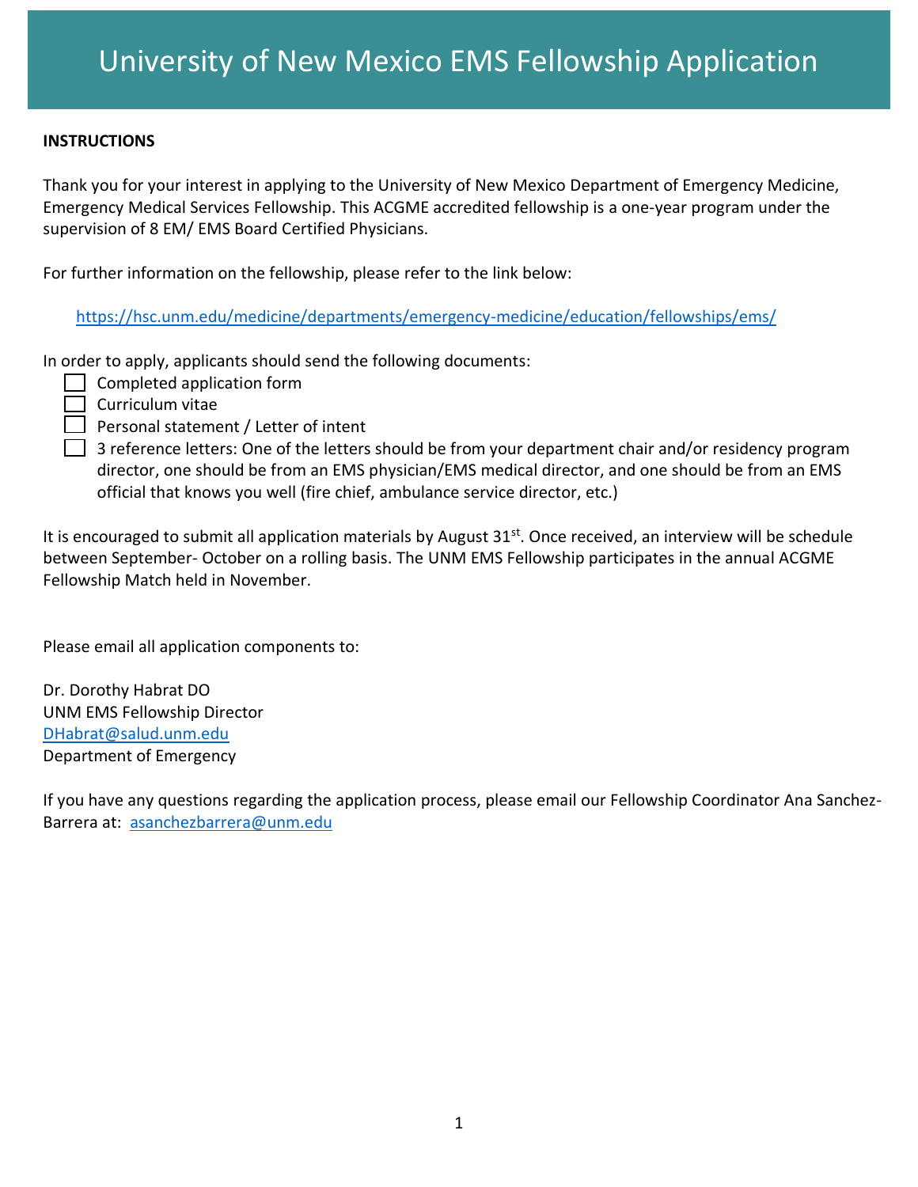# University of New Mexico EMS Fellowship Application

**INSTRUCTIONS**

Thank you for your interest in applying to the University of New Mexico Department of Emergency Medicine, Emergency Medical Services Fellowship. This ACGME accredited fellowship is a one-year program under the supervision of 8 EM/ EMS Board Certified Physicians.

For further information on the fellowship, please refer to the link below:

https://hsc.unm.edu/medicine/departments/emergency-medicine/education/fellowships/ems/

In order to apply, applicants should send the following documents:

- [ ] Completed application form
- [ ] Curriculum vitae
- [ ] Personal statement / Letter of intent
- [ ] 3 reference letters: One of the letters should be from your department chair and/or residency program director, one should be from an EMS physician/EMS medical director, and one should be from an EMS official that knows you well (fire chief, ambulance service director, etc.)

It is encouraged to submit all application materials by August 31st. Once received, an interview will be schedule between September- October on a rolling basis. The UNM EMS Fellowship participates in the annual ACGME Fellowship Match held in November.

Please email all application components to:

Dr. Dorothy Habrat DO
UNM EMS Fellowship Director
DHabrat@salud.unm.edu
Department of Emergency

If you have any questions regarding the application process, please email our Fellowship Coordinator Ana Sanchez-Barrera at: asanchezbarrera@unm.edu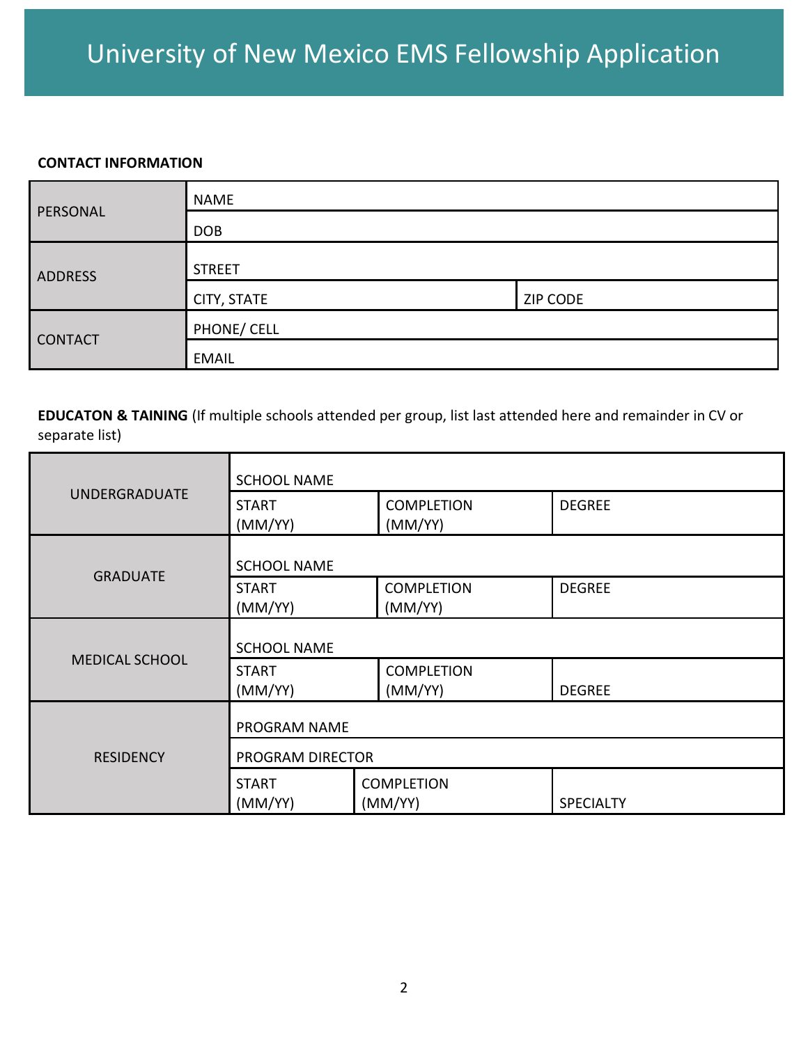# University of New Mexico EMS Fellowship Application

**CONTACT INFORMATION**

| | | |
|---|---|---|
| PERSONAL | NAME | |
| | DOB | |
| ADDRESS | STREET | |
| | CITY, STATE | ZIP CODE |
| CONTACT | PHONE/ CELL | |
| | EMAIL | |

**EDUCATON & TAINING** (If multiple schools attended per group, list last attended here and remainder in CV or separate list)

| | | | |
|---|---|---|---|
| UNDERGRADUATE | SCHOOL NAME | | |
| | START (MM/YY) | COMPLETION (MM/YY) | DEGREE |
| GRADUATE | SCHOOL NAME | | |
| | START (MM/YY) | COMPLETION (MM/YY) | DEGREE |
| MEDICAL SCHOOL | SCHOOL NAME | | |
| | START (MM/YY) | COMPLETION (MM/YY) | DEGREE |
| RESIDENCY | PROGRAM NAME | | |
| | PROGRAM DIRECTOR | | |
| | START (MM/YY) | COMPLETION (MM/YY) | SPECIALTY |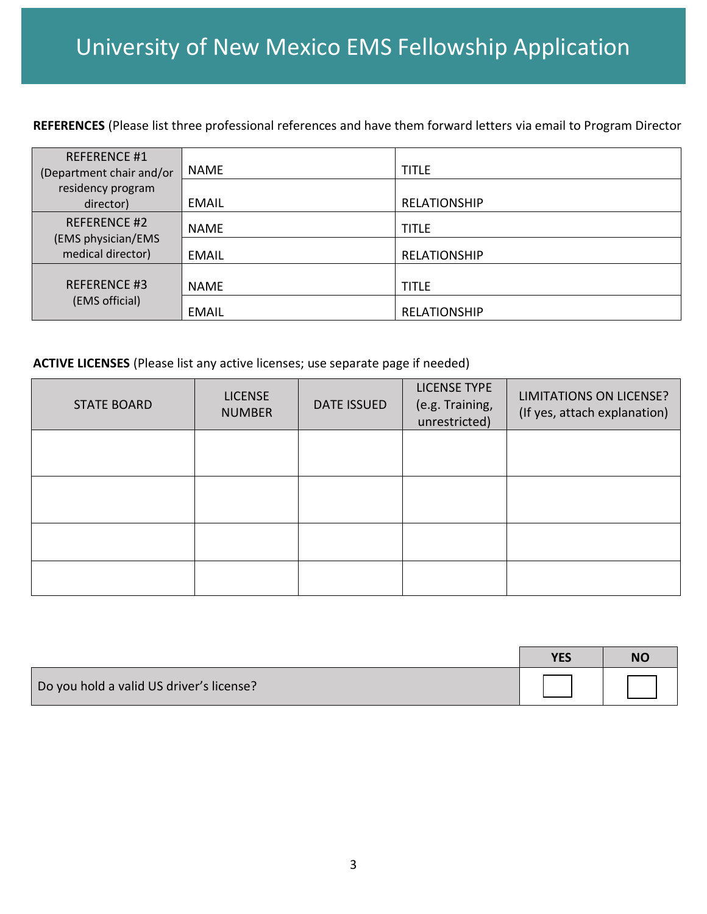# University of New Mexico EMS Fellowship Application

**REFERENCES** (Please list three professional references and have them forward letters via email to Program Director

| | | |
|---|---|---|
| REFERENCE #1 (Department chair and/or residency program director) | NAME | TITLE |
| | EMAIL | RELATIONSHIP |
| REFERENCE #2 (EMS physician/EMS medical director) | NAME | TITLE |
| | EMAIL | RELATIONSHIP |
| REFERENCE #3 (EMS official) | NAME | TITLE |
| | EMAIL | RELATIONSHIP |

**ACTIVE LICENSES** (Please list any active licenses; use separate page if needed)

| STATE BOARD | LICENSE NUMBER | DATE ISSUED | LICENSE TYPE (e.g. Training, unrestricted) | LIMITATIONS ON LICENSE? (If yes, attach explanation) |
|---|---|---|---|---|
| | | | | |
| | | | | |
| | | | | |
| | | | | |

| | YES | NO |
|---|---|---|
| Do you hold a valid US driver's license? | ☐ | ☐ |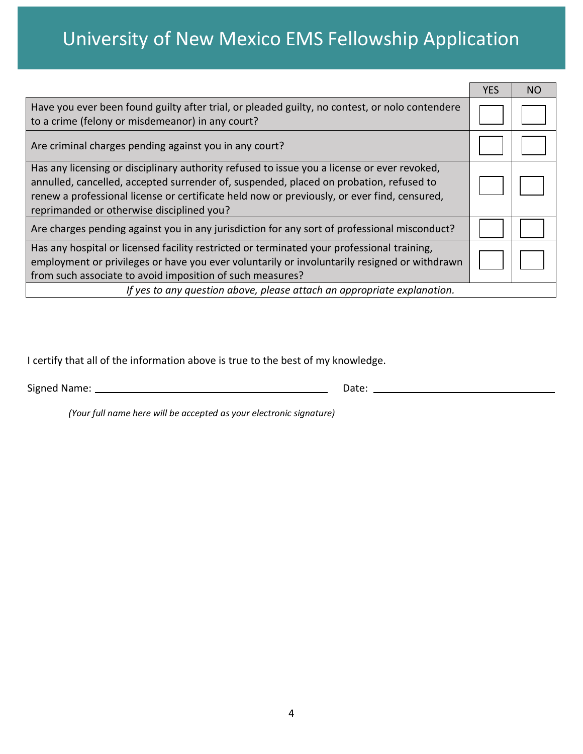# University of New Mexico EMS Fellowship Application

| | YES | NO |
|---|---|---|
| Have you ever been found guilty after trial, or pleaded guilty, no contest, or nolo contendere to a crime (felony or misdemeanor) in any court? | ☐ | ☐ |
| Are criminal charges pending against you in any court? | ☐ | ☐ |
| Has any licensing or disciplinary authority refused to issue you a license or ever revoked, annulled, cancelled, accepted surrender of, suspended, placed on probation, refused to renew a professional license or certificate held now or previously, or ever find, censured, reprimanded or otherwise disciplined you? | ☐ | ☐ |
| Are charges pending against you in any jurisdiction for any sort of professional misconduct? | ☐ | ☐ |
| Has any hospital or licensed facility restricted or terminated your professional training, employment or privileges or have you ever voluntarily or involuntarily resigned or withdrawn from such associate to avoid imposition of such measures? | ☐ | ☐ |
| *If yes to any question above, please attach an appropriate explanation.* | | |

I certify that all of the information above is true to the best of my knowledge.

Signed Name: ____________________________________ Date: ____________________________

*(Your full name here will be accepted as your electronic signature)*